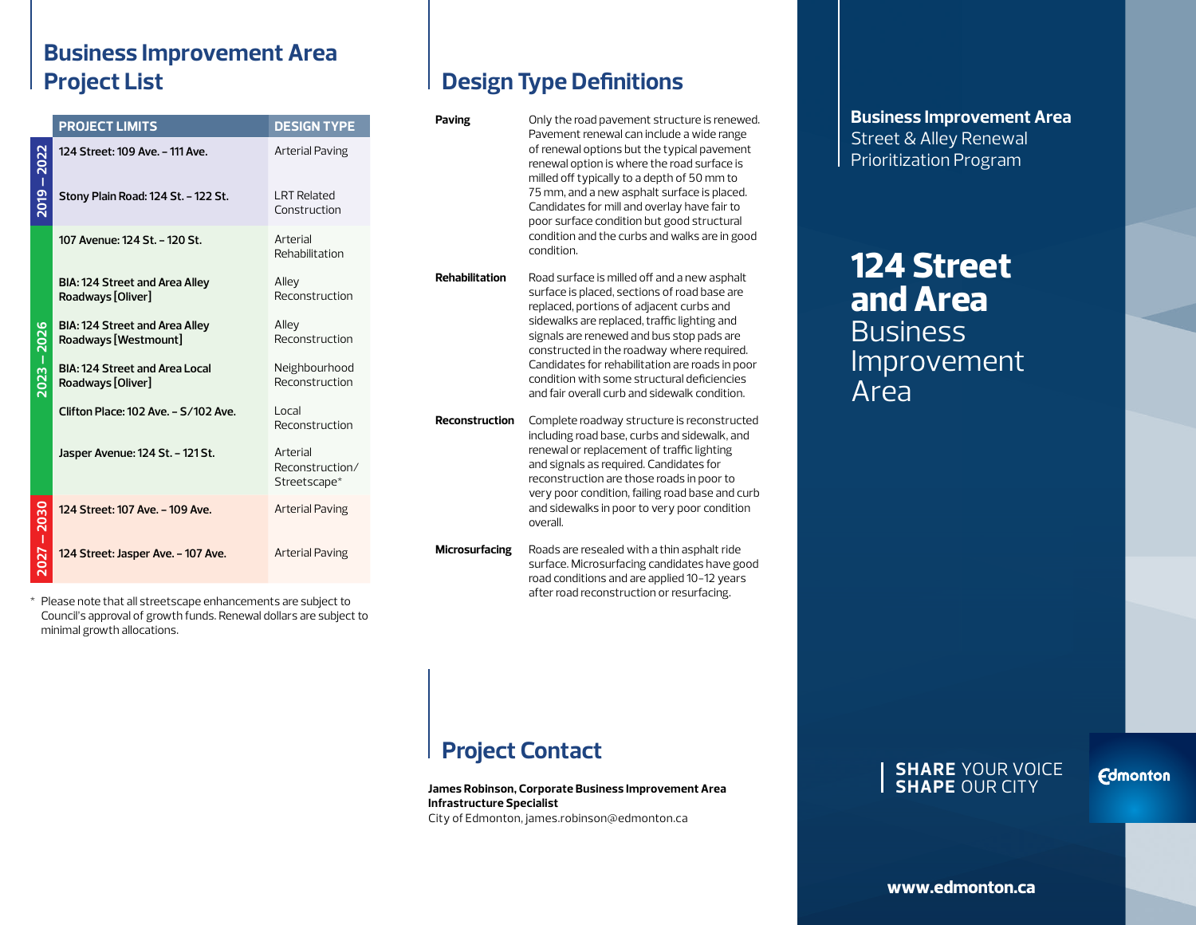## Business Improvement Area Project List

| | PROJECT LIMITS | DESIGN TYPE |
|---|---|---|
| 2019 – 2022 | 124 Street: 109 Ave. – 111 Ave. | Arterial Paving |
| 2019 – 2022 | Stony Plain Road: 124 St. – 122 St. | LRT Related Construction |
| 2023 – 2026 | 107 Avenue: 124 St. – 120 St. | Arterial Rehabilitation |
| 2023 – 2026 | BIA: 124 Street and Area Alley Roadways [Oliver] | Alley Reconstruction |
| 2023 – 2026 | BIA: 124 Street and Area Alley Roadways [Westmount] | Alley Reconstruction |
| 2023 – 2026 | BIA: 124 Street and Area Local Roadways [Oliver] | Neighbourhood Reconstruction |
| 2023 – 2026 | Clifton Place: 102 Ave. – S/102 Ave. | Local Reconstruction |
| 2023 – 2026 | Jasper Avenue: 124 St. – 121 St. | Arterial Reconstruction/ Streetscape* |
| 2027 – 2030 | 124 Street: 107 Ave. – 109 Ave. | Arterial Paving |
| 2027 – 2030 | 124 Street: Jasper Ave. – 107 Ave. | Arterial Paving |

* Please note that all streetscape enhancements are subject to Council's approval of growth funds. Renewal dollars are subject to minimal growth allocations.

## Design Type Definitions

**Paving** Only the road pavement structure is renewed. Pavement renewal can include a wide range of renewal options but the typical pavement renewal option is where the road surface is milled off typically to a depth of 50 mm to 75 mm, and a new asphalt surface is placed. Candidates for mill and overlay have fair to poor surface condition but good structural condition and the curbs and walks are in good condition.

**Rehabilitation** Road surface is milled off and a new asphalt surface is placed, sections of road base are replaced, portions of adjacent curbs and sidewalks are replaced, traffic lighting and signals are renewed and bus stop pads are constructed in the roadway where required. Candidates for rehabilitation are roads in poor condition with some structural deficiencies and fair overall curb and sidewalk condition.

**Reconstruction** Complete roadway structure is reconstructed including road base, curbs and sidewalk, and renewal or replacement of traffic lighting and signals as required. Candidates for reconstruction are those roads in poor to very poor condition, failing road base and curb and sidewalks in poor to very poor condition overall.

**Microsurfacing** Roads are resealed with a thin asphalt ride surface. Microsurfacing candidates have good road conditions and are applied 10–12 years after road reconstruction or resurfacing.

## Project Contact

**James Robinson, Corporate Business Improvement Area Infrastructure Specialist**
City of Edmonton, james.robinson@edmonton.ca

**Business Improvement Area**
Street & Alley Renewal Prioritization Program

# 124 Street and Area Business Improvement Area

**SHARE** YOUR VOICE
**SHAPE** OUR CITY

Edmonton

**www.edmonton.ca**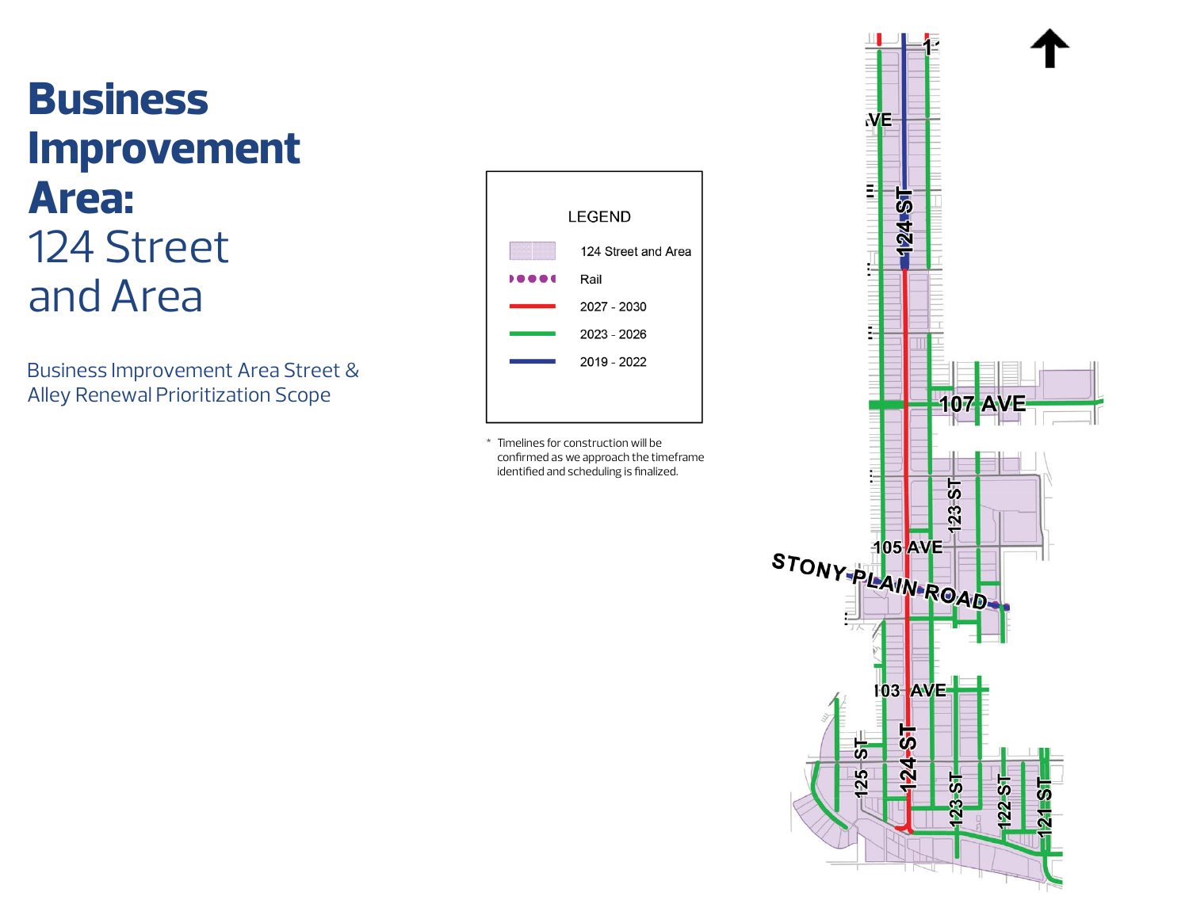# Business Improvement Area:

## 124 Street and Area

Business Improvement Area Street & Alley Renewal Prioritization Scope

LEGEND

124 Street and Area

Rail

2027 - 2030

2023 - 2026

2019 - 2022

\* Timelines for construction will be confirmed as we approach the timeframe identified and scheduling is finalized.

124 ST

107 AVE

123 ST

105 AVE

STONY PLAIN ROAD

103 AVE

125 ST

124 ST

123 ST

122 ST

121 ST